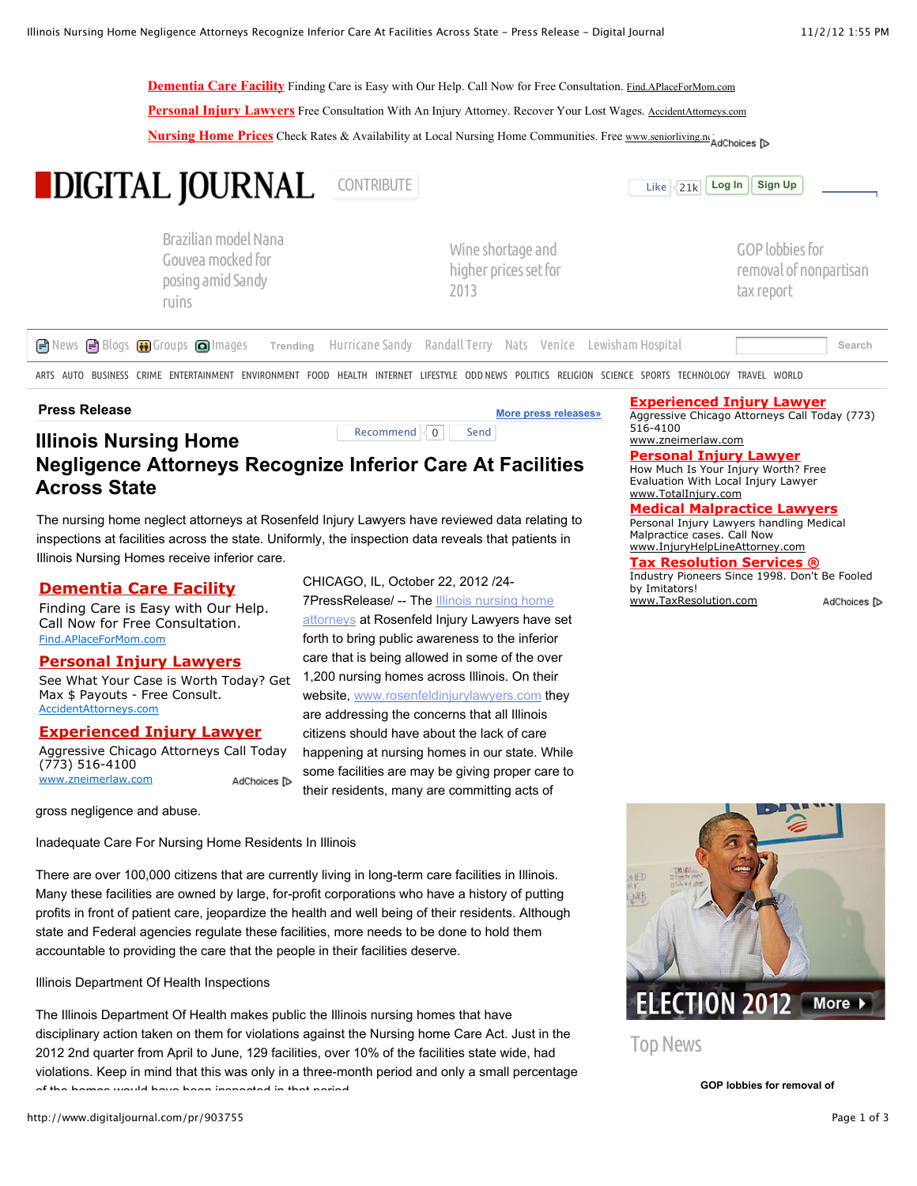# Illinois Nursing Home Negligence Attorneys Recognize Inferior Care At Facilities Across State

The nursing home neglect attorneys at Rosenfeld Injury Lawyers have reviewed data relating to inspections at facilities across the state. Uniformly, the inspection data reveals that patients in Illinois Nursing Homes receive inferior care.

CHICAGO, IL, October 22, 2012 /24-7PressRelease/ -- The Illinois nursing home attorneys at Rosenfeld Injury Lawyers have set forth to bring public awareness to the inferior care that is being allowed in some of the over 1,200 nursing homes across Illinois. On their website, www.rosenfeldinjurylawyers.com they are addressing the concerns that all Illinois citizens should have about the lack of care happening at nursing homes in our state. While some facilities are may be giving proper care to their residents, many are committing acts of gross negligence and abuse.

Inadequate Care For Nursing Home Residents In Illinois

There are over 100,000 citizens that are currently living in long-term care facilities in Illinois. Many these facilities are owned by large, for-profit corporations who have a history of putting profits in front of patient care, jeopardize the health and well being of their residents. Although state and Federal agencies regulate these facilities, more needs to be done to hold them accountable to providing the care that the people in their facilities deserve.

Illinois Department Of Health Inspections

The Illinois Department Of Health makes public the Illinois nursing homes that have disciplinary action taken on them for violations against the Nursing home Care Act. Just in the 2012 2nd quarter from April to June, 129 facilities, over 10% of the facilities state wide, had violations. Keep in mind that this was only in a three-month period and only a small percentage of the homes would have been inspected in that period.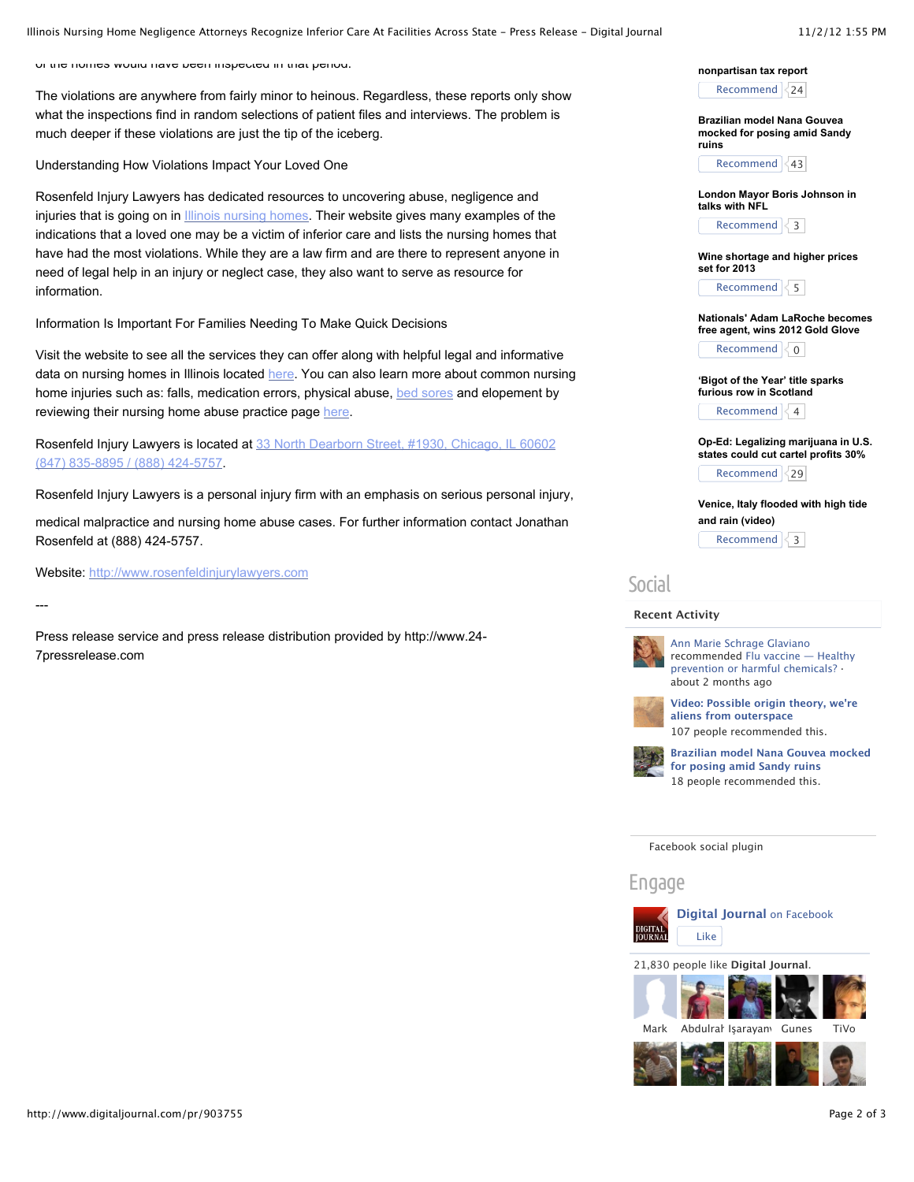of the homes would have been inspected in that period.

The violations are anywhere from fairly minor to heinous. Regardless, these reports only show what the inspections find in random selections of patient files and interviews. The problem is much deeper if these violations are just the tip of the iceberg.

Understanding How Violations Impact Your Loved One

Rosenfeld Injury Lawyers has dedicated resources to uncovering abuse, negligence and injuries that is going on in Illinois nursing homes. Their website gives many examples of the indications that a loved one may be a victim of inferior care and lists the nursing homes that have had the most violations. While they are a law firm and are there to represent anyone in need of legal help in an injury or neglect case, they also want to serve as resource for information.

Information Is Important For Families Needing To Make Quick Decisions

Visit the website to see all the services they can offer along with helpful legal and informative data on nursing homes in Illinois located here. You can also learn more about common nursing home injuries such as: falls, medication errors, physical abuse, bed sores and elopement by reviewing their nursing home abuse practice page here.

Rosenfeld Injury Lawyers is located at 33 North Dearborn Street, #1930, Chicago, IL 60602 (847) 835-8895 / (888) 424-5757.

Rosenfeld Injury Lawyers is a personal injury firm with an emphasis on serious personal injury,

medical malpractice and nursing home abuse cases. For further information contact Jonathan Rosenfeld at (888) 424-5757.

Website: http://www.rosenfeldinjurylawyers.com

---

Press release service and press release distribution provided by http://www.24-7pressrelease.com

nonpartisan tax report
Recommend 24

Brazilian model Nana Gouvea mocked for posing amid Sandy ruins
Recommend 43

London Mayor Boris Johnson in talks with NFL
Recommend 3

Wine shortage and higher prices set for 2013
Recommend 5

Nationals' Adam LaRoche becomes free agent, wins 2012 Gold Glove
Recommend 0

'Bigot of the Year' title sparks furious row in Scotland
Recommend 4

Op-Ed: Legalizing marijuana in U.S. states could cut cartel profits 30%
Recommend 29

Venice, Italy flooded with high tide and rain (video)
Recommend 3

## Social

**Recent Activity**

Ann Marie Schrage Glaviano recommended Flu vaccine — Healthy prevention or harmful chemicals? · about 2 months ago

**Video: Possible origin theory, we're aliens from outerspace**
107 people recommended this.

**Brazilian model Nana Gouvea mocked for posing amid Sandy ruins**
18 people recommended this.

Facebook social plugin

## Engage

**Digital Journal** on Facebook

Like

21,830 people like **Digital Journal**.

Mark Abdulrah Işarayan Gunes TiVo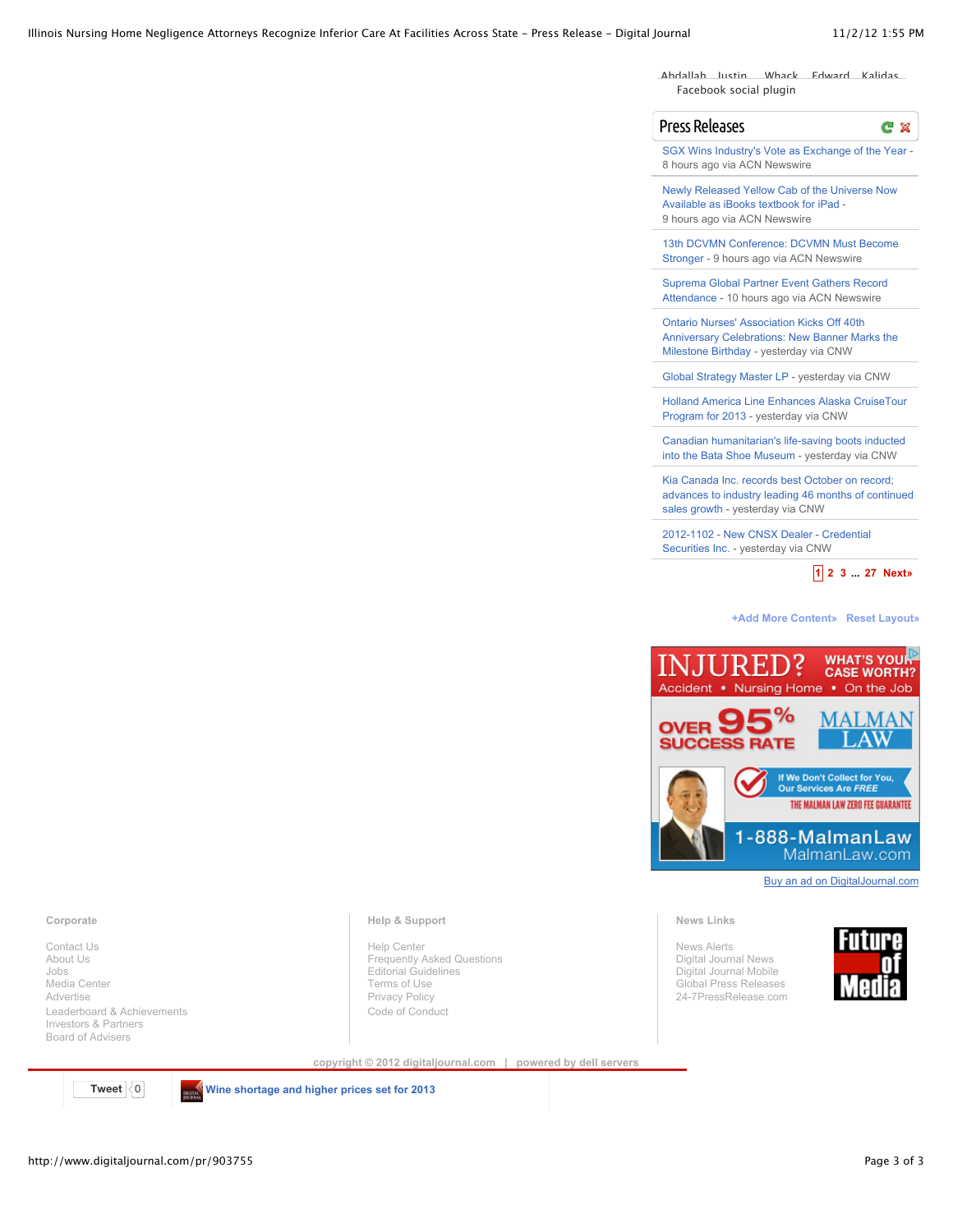Abdallah Justin Whack Edward Kalidas

Facebook social plugin

## Press Releases

- SGX Wins Industry's Vote as Exchange of the Year - 8 hours ago via ACN Newswire
- Newly Released Yellow Cab of the Universe Now Available as iBooks textbook for iPad - 9 hours ago via ACN Newswire
- 13th DCVMN Conference: DCVMN Must Become Stronger - 9 hours ago via ACN Newswire
- Suprema Global Partner Event Gathers Record Attendance - 10 hours ago via ACN Newswire
- Ontario Nurses' Association Kicks Off 40th Anniversary Celebrations: New Banner Marks the Milestone Birthday - yesterday via CNW
- Global Strategy Master LP - yesterday via CNW
- Holland America Line Enhances Alaska CruiseTour Program for 2013 - yesterday via CNW
- Canadian humanitarian's life-saving boots inducted into the Bata Shoe Museum - yesterday via CNW
- Kia Canada Inc. records best October on record; advances to industry leading 46 months of continued sales growth - yesterday via CNW
- 2012-1102 - New CNSX Dealer - Credential Securities Inc. - yesterday via CNW

1 2 3 ... 27 Next»

+Add More Content» Reset Layout»

INJURED? WHAT'S YOUR CASE WORTH?
Accident • Nursing Home • On the Job
OVER 95% SUCCESS RATE
MALMAN LAW
If We Don't Collect for You, Our Services Are FREE
THE MALMAN LAW ZERO FEE GUARANTEE
1-888-MalmanLaw
MalmanLaw.com

Buy an ad on DigitalJournal.com

**Corporate**

Contact Us
About Us
Jobs
Media Center
Advertise
Leaderboard & Achievements
Investors & Partners
Board of Advisers

**Help & Support**

Help Center
Frequently Asked Questions
Editorial Guidelines
Terms of Use
Privacy Policy
Code of Conduct

**News Links**

News Alerts
Digital Journal News
Digital Journal Mobile
Global Press Releases
24-7PressRelease.com

Future of Media

copyright © 2012 digitaljournal.com | powered by dell servers

Tweet 0

Wine shortage and higher prices set for 2013